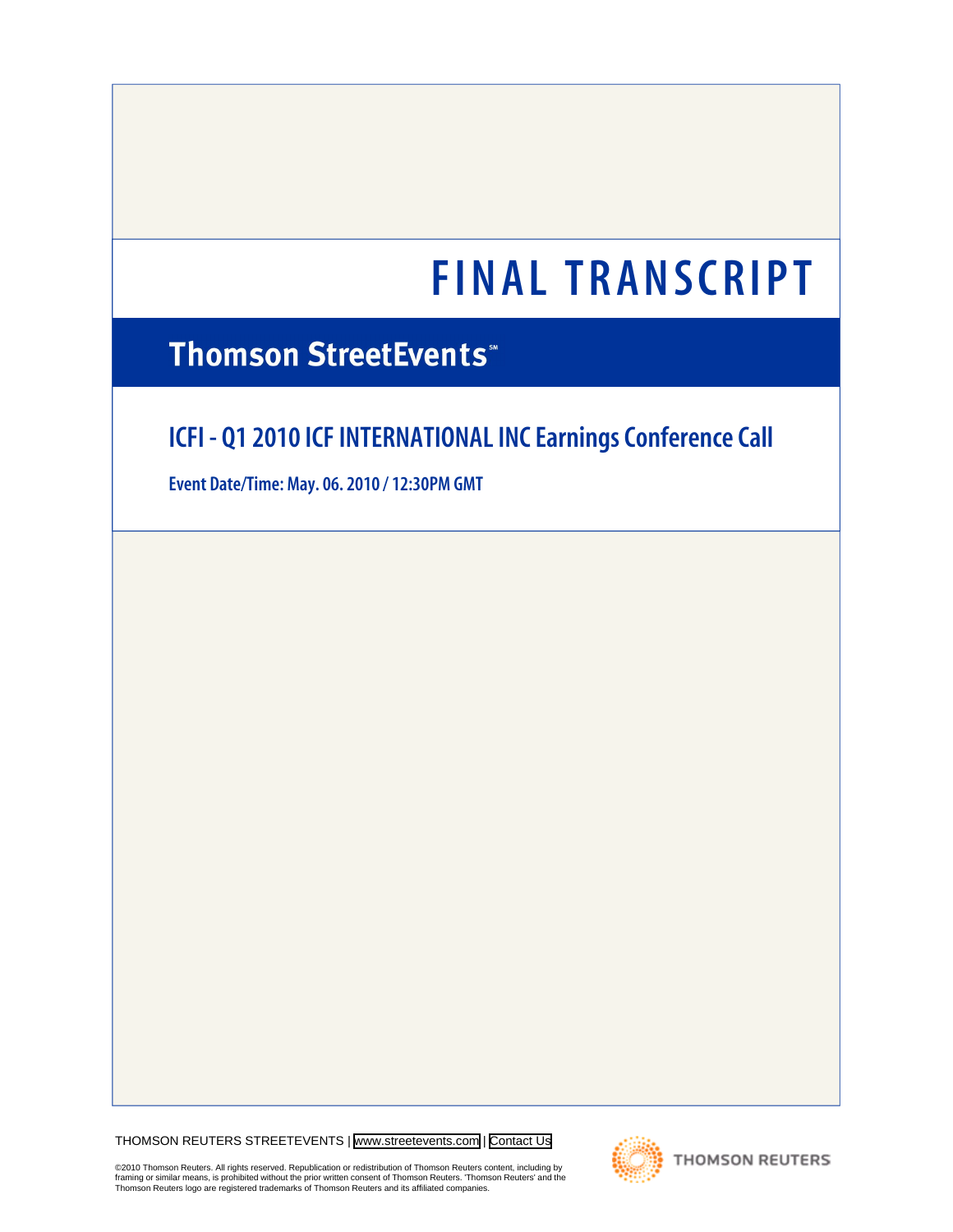# FINAL TRANSCRIPT

## Thomson StreetEvents℠

## ICFI - Q1 2010 ICF INTERNATIONAL INC Earnings Conference Call

**Event Date/Time: May. 06. 2010 / 12:30PM GMT**

THOMSON REUTERS STREETEVENTS | www.streetevents.com | Contact Us

©2010 Thomson Reuters. All rights reserved. Republication or redistribution of Thomson Reuters content, including by framing or similar means, is prohibited without the prior written consent of Thomson Reuters. 'Thomson Reuters' and the Thomson Reuters logo are registered trademarks of Thomson Reuters and its affiliated companies.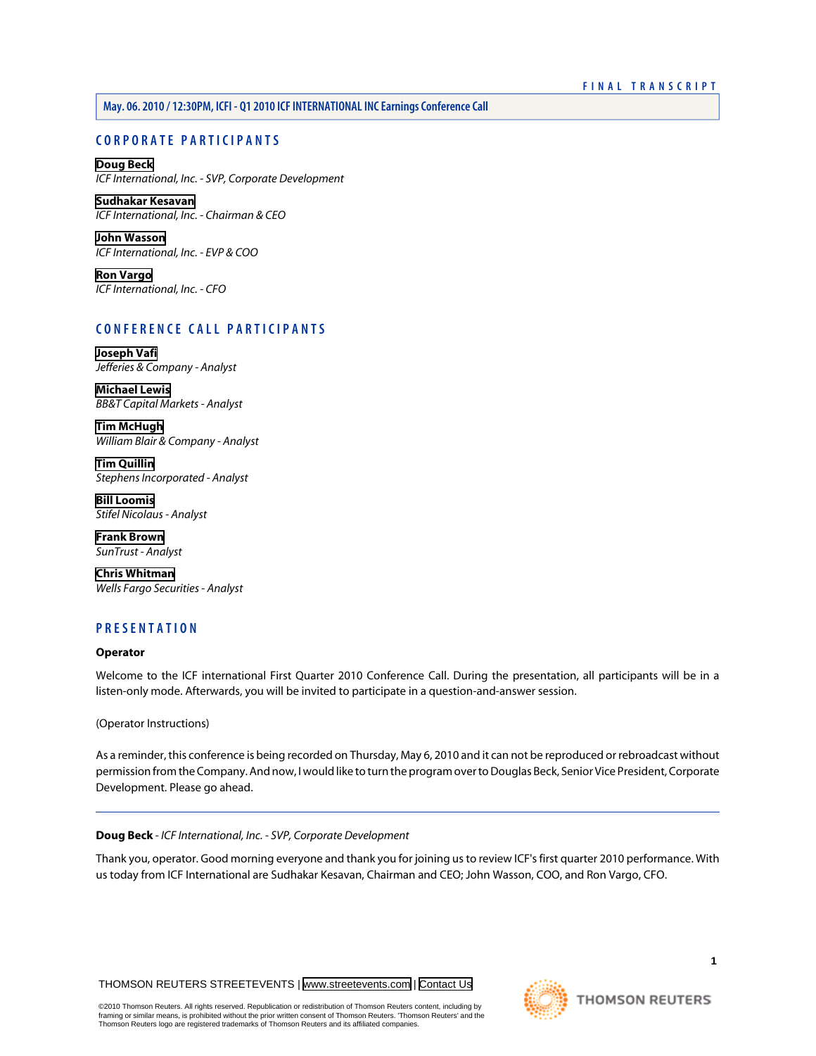# FINAL TRANSCRIPT

**May. 06. 2010 / 12:30PM, ICFI - Q1 2010 ICF INTERNATIONAL INC Earnings Conference Call**

## CORPORATE PARTICIPANTS

**Doug Beck**
*ICF International, Inc. - SVP, Corporate Development*

**Sudhakar Kesavan**
*ICF International, Inc. - Chairman & CEO*

**John Wasson**
*ICF International, Inc. - EVP & COO*

**Ron Vargo**
*ICF International, Inc. - CFO*

## CONFERENCE CALL PARTICIPANTS

**Joseph Vafi**
*Jefferies & Company - Analyst*

**Michael Lewis**
*BB&T Capital Markets - Analyst*

**Tim McHugh**
*William Blair & Company - Analyst*

**Tim Quillin**
*Stephens Incorporated - Analyst*

**Bill Loomis**
*Stifel Nicolaus - Analyst*

**Frank Brown**
*SunTrust - Analyst*

**Chris Whitman**
*Wells Fargo Securities - Analyst*

## PRESENTATION

**Operator**

Welcome to the ICF international First Quarter 2010 Conference Call. During the presentation, all participants will be in a listen-only mode. Afterwards, you will be invited to participate in a question-and-answer session.

(Operator Instructions)

As a reminder, this conference is being recorded on Thursday, May 6, 2010 and it can not be reproduced or rebroadcast without permission from the Company. And now, I would like to turn the program over to Douglas Beck, Senior Vice President, Corporate Development. Please go ahead.

---

**Doug Beck** - *ICF International, Inc. - SVP, Corporate Development*

Thank you, operator. Good morning everyone and thank you for joining us to review ICF's first quarter 2010 performance. With us today from ICF International are Sudhakar Kesavan, Chairman and CEO; John Wasson, COO, and Ron Vargo, CFO.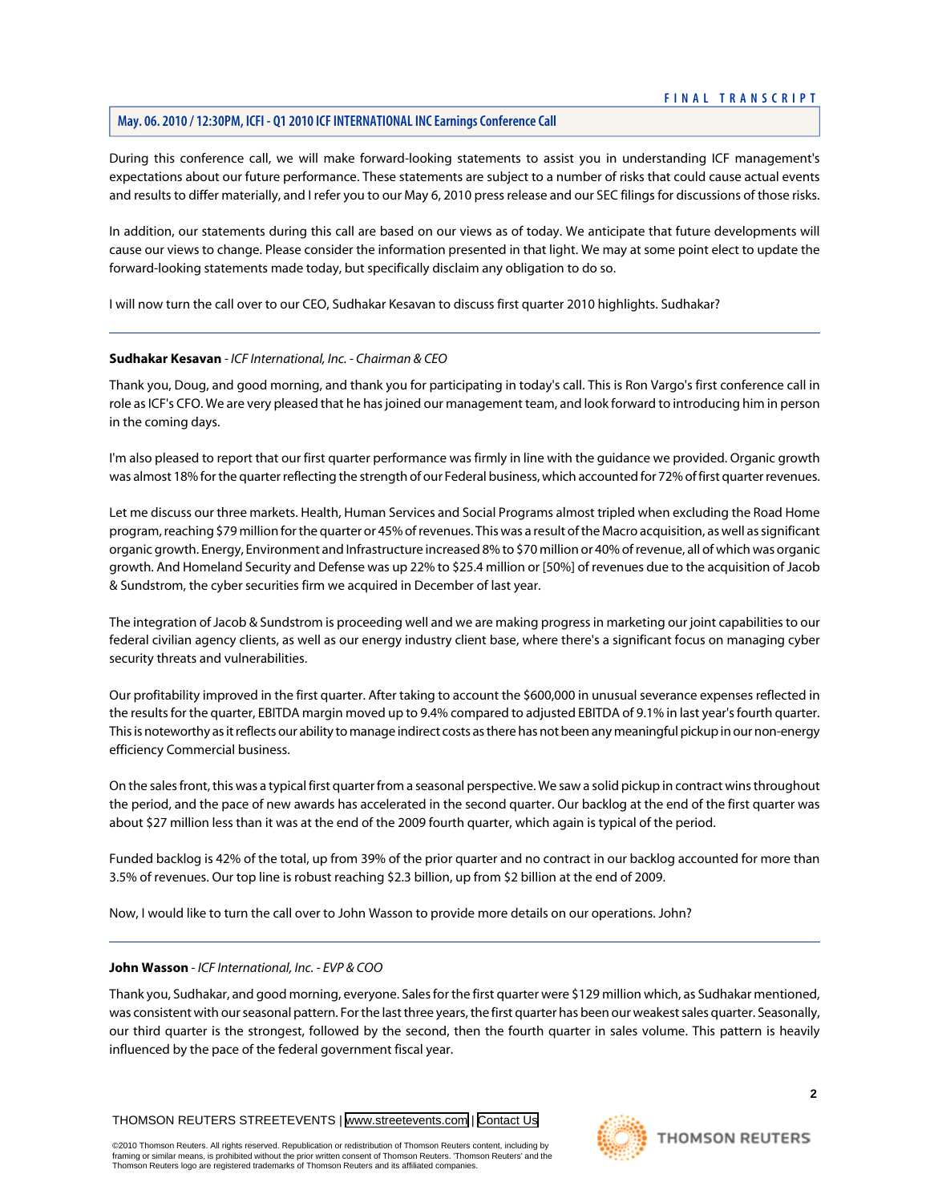During this conference call, we will make forward-looking statements to assist you in understanding ICF management's expectations about our future performance. These statements are subject to a number of risks that could cause actual events and results to differ materially, and I refer you to our May 6, 2010 press release and our SEC filings for discussions of those risks.

In addition, our statements during this call are based on our views as of today. We anticipate that future developments will cause our views to change. Please consider the information presented in that light. We may at some point elect to update the forward-looking statements made today, but specifically disclaim any obligation to do so.

I will now turn the call over to our CEO, Sudhakar Kesavan to discuss first quarter 2010 highlights. Sudhakar?

---

**Sudhakar Kesavan** - *ICF International, Inc. - Chairman & CEO*

Thank you, Doug, and good morning, and thank you for participating in today's call. This is Ron Vargo's first conference call in role as ICF's CFO. We are very pleased that he has joined our management team, and look forward to introducing him in person in the coming days.

I'm also pleased to report that our first quarter performance was firmly in line with the guidance we provided. Organic growth was almost 18% for the quarter reflecting the strength of our Federal business, which accounted for 72% of first quarter revenues.

Let me discuss our three markets. Health, Human Services and Social Programs almost tripled when excluding the Road Home program, reaching $79 million for the quarter or 45% of revenues. This was a result of the Macro acquisition, as well as significant organic growth. Energy, Environment and Infrastructure increased 8% to $70 million or 40% of revenue, all of which was organic growth. And Homeland Security and Defense was up 22% to $25.4 million or [50%] of revenues due to the acquisition of Jacob & Sundstrom, the cyber securities firm we acquired in December of last year.

The integration of Jacob & Sundstrom is proceeding well and we are making progress in marketing our joint capabilities to our federal civilian agency clients, as well as our energy industry client base, where there's a significant focus on managing cyber security threats and vulnerabilities.

Our profitability improved in the first quarter. After taking to account the $600,000 in unusual severance expenses reflected in the results for the quarter, EBITDA margin moved up to 9.4% compared to adjusted EBITDA of 9.1% in last year's fourth quarter. This is noteworthy as it reflects our ability to manage indirect costs as there has not been any meaningful pickup in our non-energy efficiency Commercial business.

On the sales front, this was a typical first quarter from a seasonal perspective. We saw a solid pickup in contract wins throughout the period, and the pace of new awards has accelerated in the second quarter. Our backlog at the end of the first quarter was about $27 million less than it was at the end of the 2009 fourth quarter, which again is typical of the period.

Funded backlog is 42% of the total, up from 39% of the prior quarter and no contract in our backlog accounted for more than 3.5% of revenues. Our top line is robust reaching $2.3 billion, up from $2 billion at the end of 2009.

Now, I would like to turn the call over to John Wasson to provide more details on our operations. John?

---

**John Wasson** - *ICF International, Inc. - EVP & COO*

Thank you, Sudhakar, and good morning, everyone. Sales for the first quarter were $129 million which, as Sudhakar mentioned, was consistent with our seasonal pattern. For the last three years, the first quarter has been our weakest sales quarter. Seasonally, our third quarter is the strongest, followed by the second, then the fourth quarter in sales volume. This pattern is heavily influenced by the pace of the federal government fiscal year.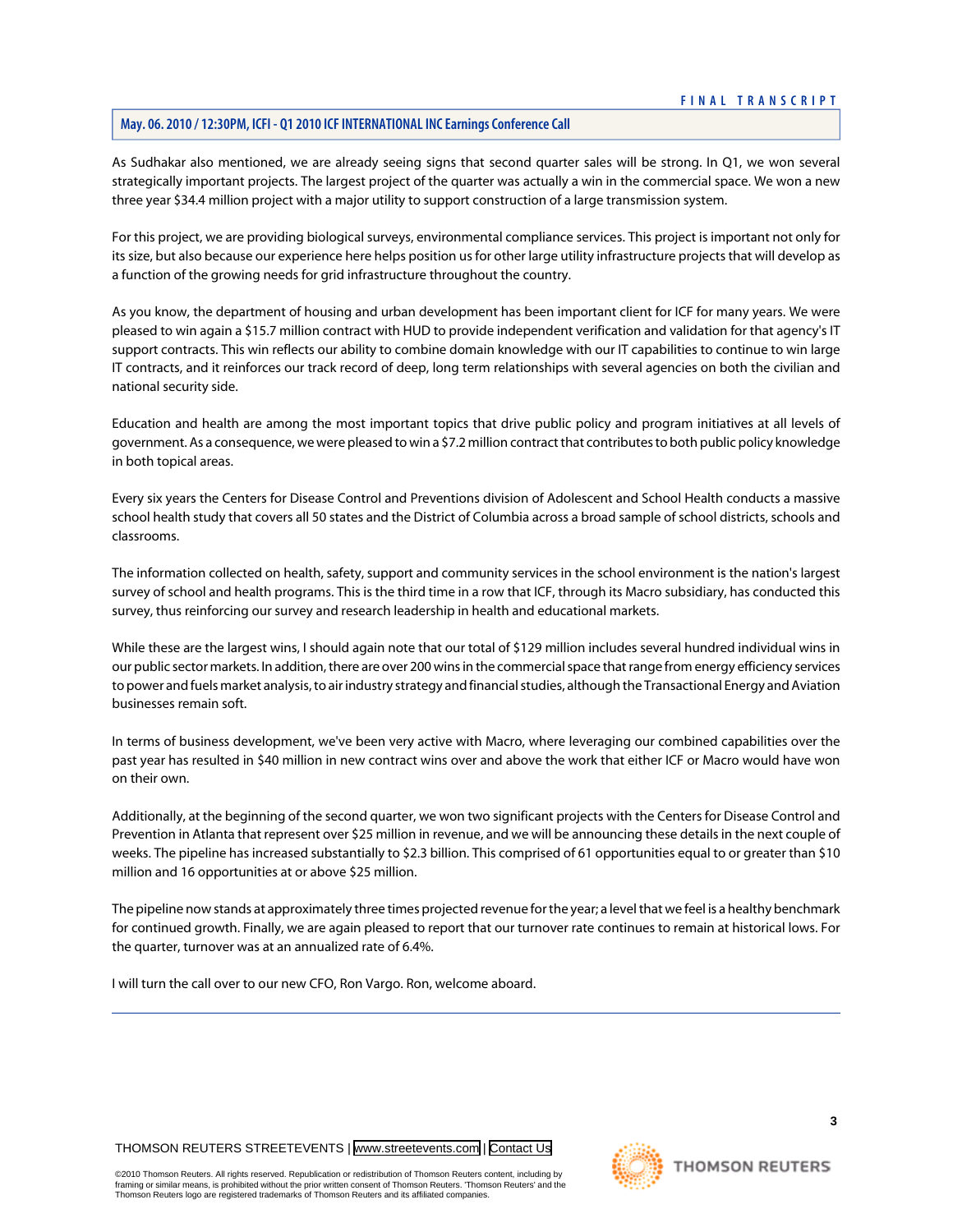As Sudhakar also mentioned, we are already seeing signs that second quarter sales will be strong. In Q1, we won several strategically important projects. The largest project of the quarter was actually a win in the commercial space. We won a new three year $34.4 million project with a major utility to support construction of a large transmission system.

For this project, we are providing biological surveys, environmental compliance services. This project is important not only for its size, but also because our experience here helps position us for other large utility infrastructure projects that will develop as a function of the growing needs for grid infrastructure throughout the country.

As you know, the department of housing and urban development has been important client for ICF for many years. We were pleased to win again a $15.7 million contract with HUD to provide independent verification and validation for that agency's IT support contracts. This win reflects our ability to combine domain knowledge with our IT capabilities to continue to win large IT contracts, and it reinforces our track record of deep, long term relationships with several agencies on both the civilian and national security side.

Education and health are among the most important topics that drive public policy and program initiatives at all levels of government. As a consequence, we were pleased to win a $7.2 million contract that contributes to both public policy knowledge in both topical areas.

Every six years the Centers for Disease Control and Preventions division of Adolescent and School Health conducts a massive school health study that covers all 50 states and the District of Columbia across a broad sample of school districts, schools and classrooms.

The information collected on health, safety, support and community services in the school environment is the nation's largest survey of school and health programs. This is the third time in a row that ICF, through its Macro subsidiary, has conducted this survey, thus reinforcing our survey and research leadership in health and educational markets.

While these are the largest wins, I should again note that our total of $129 million includes several hundred individual wins in our public sector markets. In addition, there are over 200 wins in the commercial space that range from energy efficiency services to power and fuels market analysis, to air industry strategy and financial studies, although the Transactional Energy and Aviation businesses remain soft.

In terms of business development, we've been very active with Macro, where leveraging our combined capabilities over the past year has resulted in $40 million in new contract wins over and above the work that either ICF or Macro would have won on their own.

Additionally, at the beginning of the second quarter, we won two significant projects with the Centers for Disease Control and Prevention in Atlanta that represent over $25 million in revenue, and we will be announcing these details in the next couple of weeks. The pipeline has increased substantially to $2.3 billion. This comprised of 61 opportunities equal to or greater than $10 million and 16 opportunities at or above $25 million.

The pipeline now stands at approximately three times projected revenue for the year; a level that we feel is a healthy benchmark for continued growth. Finally, we are again pleased to report that our turnover rate continues to remain at historical lows. For the quarter, turnover was at an annualized rate of 6.4%.

I will turn the call over to our new CFO, Ron Vargo. Ron, welcome aboard.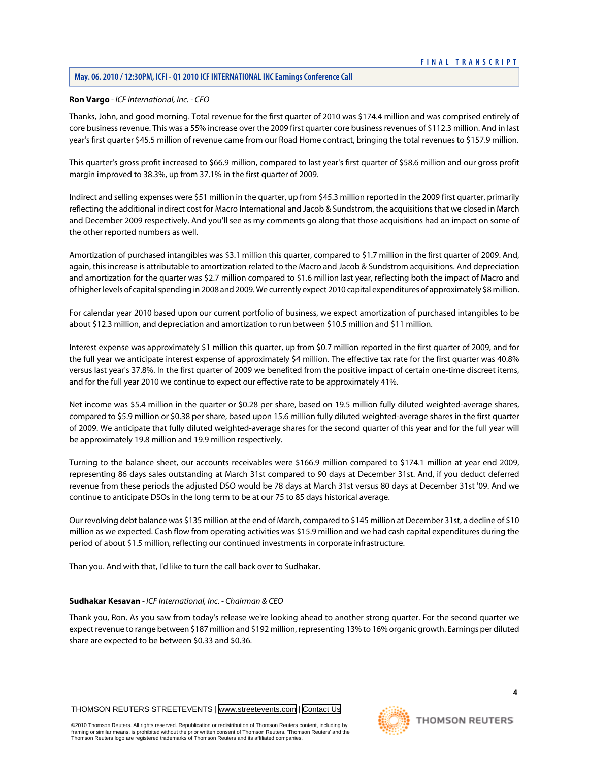**Ron Vargo** - *ICF International, Inc. - CFO*

Thanks, John, and good morning. Total revenue for the first quarter of 2010 was $174.4 million and was comprised entirely of core business revenue. This was a 55% increase over the 2009 first quarter core business revenues of $112.3 million. And in last year's first quarter $45.5 million of revenue came from our Road Home contract, bringing the total revenues to $157.9 million.

This quarter's gross profit increased to $66.9 million, compared to last year's first quarter of $58.6 million and our gross profit margin improved to 38.3%, up from 37.1% in the first quarter of 2009.

Indirect and selling expenses were $51 million in the quarter, up from $45.3 million reported in the 2009 first quarter, primarily reflecting the additional indirect cost for Macro International and Jacob & Sundstrom, the acquisitions that we closed in March and December 2009 respectively. And you'll see as my comments go along that those acquisitions had an impact on some of the other reported numbers as well.

Amortization of purchased intangibles was $3.1 million this quarter, compared to $1.7 million in the first quarter of 2009. And, again, this increase is attributable to amortization related to the Macro and Jacob & Sundstrom acquisitions. And depreciation and amortization for the quarter was $2.7 million compared to $1.6 million last year, reflecting both the impact of Macro and of higher levels of capital spending in 2008 and 2009. We currently expect 2010 capital expenditures of approximately $8 million.

For calendar year 2010 based upon our current portfolio of business, we expect amortization of purchased intangibles to be about $12.3 million, and depreciation and amortization to run between $10.5 million and $11 million.

Interest expense was approximately $1 million this quarter, up from $0.7 million reported in the first quarter of 2009, and for the full year we anticipate interest expense of approximately $4 million. The effective tax rate for the first quarter was 40.8% versus last year's 37.8%. In the first quarter of 2009 we benefited from the positive impact of certain one-time discreet items, and for the full year 2010 we continue to expect our effective rate to be approximately 41%.

Net income was $5.4 million in the quarter or $0.28 per share, based on 19.5 million fully diluted weighted-average shares, compared to $5.9 million or $0.38 per share, based upon 15.6 million fully diluted weighted-average shares in the first quarter of 2009. We anticipate that fully diluted weighted-average shares for the second quarter of this year and for the full year will be approximately 19.8 million and 19.9 million respectively.

Turning to the balance sheet, our accounts receivables were $166.9 million compared to $174.1 million at year end 2009, representing 86 days sales outstanding at March 31st compared to 90 days at December 31st. And, if you deduct deferred revenue from these periods the adjusted DSO would be 78 days at March 31st versus 80 days at December 31st '09. And we continue to anticipate DSOs in the long term to be at our 75 to 85 days historical average.

Our revolving debt balance was $135 million at the end of March, compared to $145 million at December 31st, a decline of $10 million as we expected. Cash flow from operating activities was $15.9 million and we had cash capital expenditures during the period of about $1.5 million, reflecting our continued investments in corporate infrastructure.

Than you. And with that, I'd like to turn the call back over to Sudhakar.

---

**Sudhakar Kesavan** - *ICF International, Inc. - Chairman & CEO*

Thank you, Ron. As you saw from today's release we're looking ahead to another strong quarter. For the second quarter we expect revenue to range between $187 million and $192 million, representing 13% to 16% organic growth. Earnings per diluted share are expected to be between $0.33 and $0.36.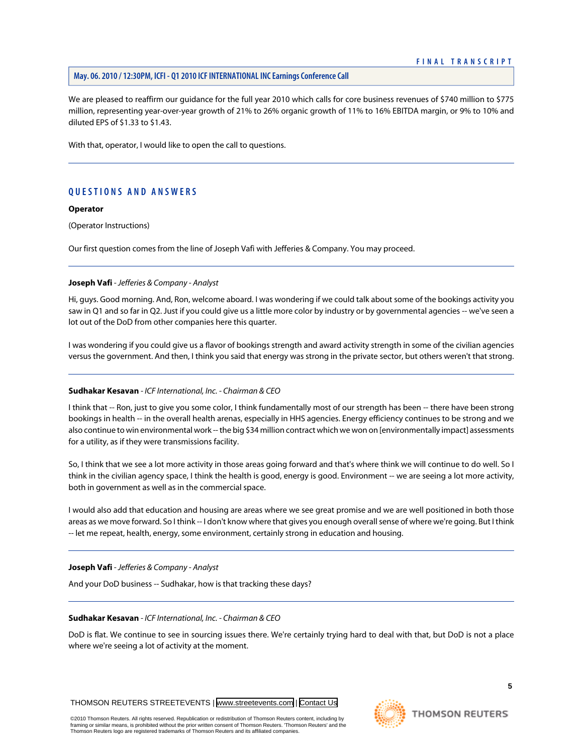We are pleased to reaffirm our guidance for the full year 2010 which calls for core business revenues of $740 million to $775 million, representing year-over-year growth of 21% to 26% organic growth of 11% to 16% EBITDA margin, or 9% to 10% and diluted EPS of $1.33 to $1.43.

With that, operator, I would like to open the call to questions.

---

## QUESTIONS AND ANSWERS

**Operator**

(Operator Instructions)

Our first question comes from the line of Joseph Vafi with Jefferies & Company. You may proceed.

---

**Joseph Vafi** - *Jefferies & Company - Analyst*

Hi, guys. Good morning. And, Ron, welcome aboard. I was wondering if we could talk about some of the bookings activity you saw in Q1 and so far in Q2. Just if you could give us a little more color by industry or by governmental agencies -- we've seen a lot out of the DoD from other companies here this quarter.

I was wondering if you could give us a flavor of bookings strength and award activity strength in some of the civilian agencies versus the government. And then, I think you said that energy was strong in the private sector, but others weren't that strong.

---

**Sudhakar Kesavan** - *ICF International, Inc. - Chairman & CEO*

I think that -- Ron, just to give you some color, I think fundamentally most of our strength has been -- there have been strong bookings in health -- in the overall health arenas, especially in HHS agencies. Energy efficiency continues to be strong and we also continue to win environmental work -- the big $34 million contract which we won on [environmentally impact] assessments for a utility, as if they were transmissions facility.

So, I think that we see a lot more activity in those areas going forward and that's where think we will continue to do well. So I think in the civilian agency space, I think the health is good, energy is good. Environment -- we are seeing a lot more activity, both in government as well as in the commercial space.

I would also add that education and housing are areas where we see great promise and we are well positioned in both those areas as we move forward. So I think -- I don't know where that gives you enough overall sense of where we're going. But I think -- let me repeat, health, energy, some environment, certainly strong in education and housing.

---

**Joseph Vafi** - *Jefferies & Company - Analyst*

And your DoD business -- Sudhakar, how is that tracking these days?

---

**Sudhakar Kesavan** - *ICF International, Inc. - Chairman & CEO*

DoD is flat. We continue to see in sourcing issues there. We're certainly trying hard to deal with that, but DoD is not a place where we're seeing a lot of activity at the moment.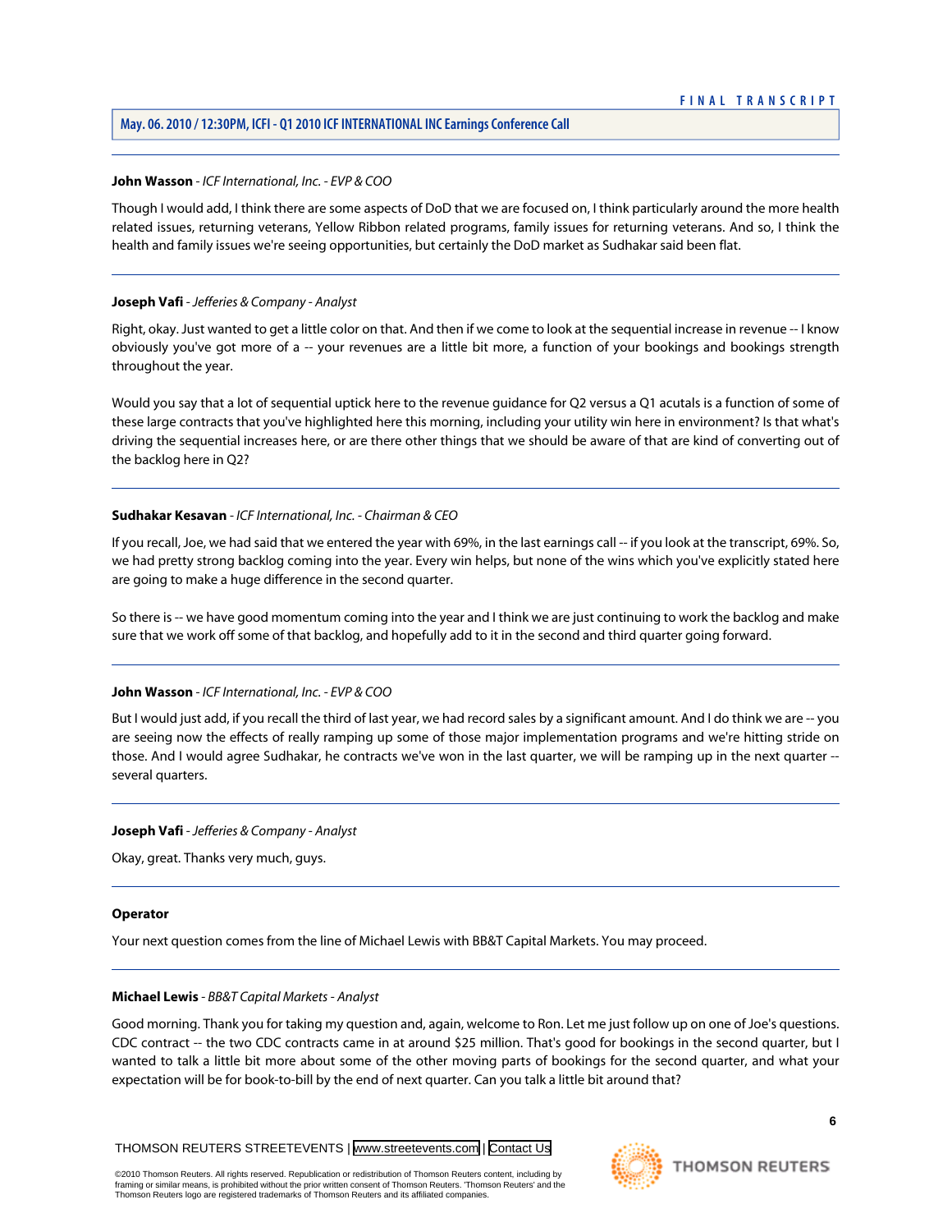**John Wasson** - *ICF International, Inc. - EVP & COO*

Though I would add, I think there are some aspects of DoD that we are focused on, I think particularly around the more health related issues, returning veterans, Yellow Ribbon related programs, family issues for returning veterans. And so, I think the health and family issues we're seeing opportunities, but certainly the DoD market as Sudhakar said been flat.

---

**Joseph Vafi** - *Jefferies & Company - Analyst*

Right, okay. Just wanted to get a little color on that. And then if we come to look at the sequential increase in revenue -- I know obviously you've got more of a -- your revenues are a little bit more, a function of your bookings and bookings strength throughout the year.

Would you say that a lot of sequential uptick here to the revenue guidance for Q2 versus a Q1 acutals is a function of some of these large contracts that you've highlighted here this morning, including your utility win here in environment? Is that what's driving the sequential increases here, or are there other things that we should be aware of that are kind of converting out of the backlog here in Q2?

---

**Sudhakar Kesavan** - *ICF International, Inc. - Chairman & CEO*

If you recall, Joe, we had said that we entered the year with 69%, in the last earnings call -- if you look at the transcript, 69%. So, we had pretty strong backlog coming into the year. Every win helps, but none of the wins which you've explicitly stated here are going to make a huge difference in the second quarter.

So there is -- we have good momentum coming into the year and I think we are just continuing to work the backlog and make sure that we work off some of that backlog, and hopefully add to it in the second and third quarter going forward.

---

**John Wasson** - *ICF International, Inc. - EVP & COO*

But I would just add, if you recall the third of last year, we had record sales by a significant amount. And I do think we are -- you are seeing now the effects of really ramping up some of those major implementation programs and we're hitting stride on those. And I would agree Sudhakar, he contracts we've won in the last quarter, we will be ramping up in the next quarter -- several quarters.

---

**Joseph Vafi** - *Jefferies & Company - Analyst*

Okay, great. Thanks very much, guys.

---

**Operator**

Your next question comes from the line of Michael Lewis with BB&T Capital Markets. You may proceed.

---

**Michael Lewis** - *BB&T Capital Markets - Analyst*

Good morning. Thank you for taking my question and, again, welcome to Ron. Let me just follow up on one of Joe's questions. CDC contract -- the two CDC contracts came in at around $25 million. That's good for bookings in the second quarter, but I wanted to talk a little bit more about some of the other moving parts of bookings for the second quarter, and what your expectation will be for book-to-bill by the end of next quarter. Can you talk a little bit around that?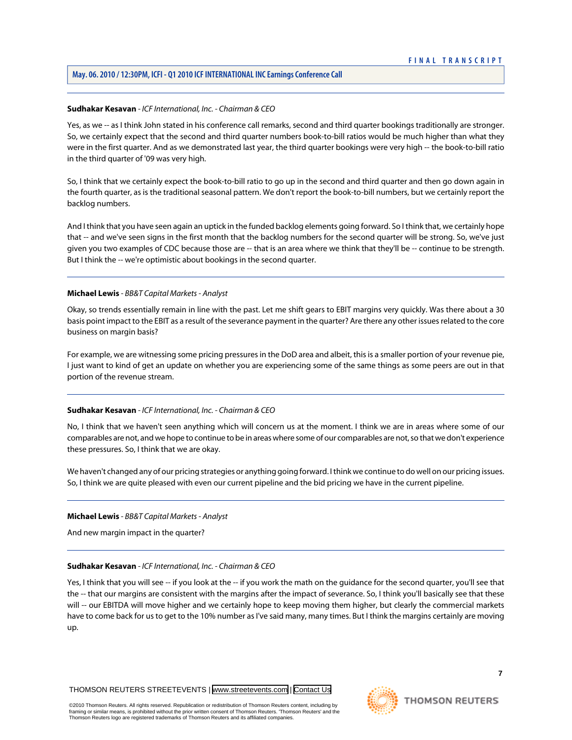**Sudhakar Kesavan** - *ICF International, Inc. - Chairman & CEO*

Yes, as we -- as I think John stated in his conference call remarks, second and third quarter bookings traditionally are stronger. So, we certainly expect that the second and third quarter numbers book-to-bill ratios would be much higher than what they were in the first quarter. And as we demonstrated last year, the third quarter bookings were very high -- the book-to-bill ratio in the third quarter of '09 was very high.

So, I think that we certainly expect the book-to-bill ratio to go up in the second and third quarter and then go down again in the fourth quarter, as is the traditional seasonal pattern. We don't report the book-to-bill numbers, but we certainly report the backlog numbers.

And I think that you have seen again an uptick in the funded backlog elements going forward. So I think that, we certainly hope that -- and we've seen signs in the first month that the backlog numbers for the second quarter will be strong. So, we've just given you two examples of CDC because those are -- that is an area where we think that they'll be -- continue to be strength. But I think the -- we're optimistic about bookings in the second quarter.

---

**Michael Lewis** - *BB&T Capital Markets - Analyst*

Okay, so trends essentially remain in line with the past. Let me shift gears to EBIT margins very quickly. Was there about a 30 basis point impact to the EBIT as a result of the severance payment in the quarter? Are there any other issues related to the core business on margin basis?

For example, we are witnessing some pricing pressures in the DoD area and albeit, this is a smaller portion of your revenue pie, I just want to kind of get an update on whether you are experiencing some of the same things as some peers are out in that portion of the revenue stream.

---

**Sudhakar Kesavan** - *ICF International, Inc. - Chairman & CEO*

No, I think that we haven't seen anything which will concern us at the moment. I think we are in areas where some of our comparables are not, and we hope to continue to be in areas where some of our comparables are not, so that we don't experience these pressures. So, I think that we are okay.

We haven't changed any of our pricing strategies or anything going forward. I think we continue to do well on our pricing issues. So, I think we are quite pleased with even our current pipeline and the bid pricing we have in the current pipeline.

---

**Michael Lewis** - *BB&T Capital Markets - Analyst*

And new margin impact in the quarter?

---

**Sudhakar Kesavan** - *ICF International, Inc. - Chairman & CEO*

Yes, I think that you will see -- if you look at the -- if you work the math on the guidance for the second quarter, you'll see that the -- that our margins are consistent with the margins after the impact of severance. So, I think you'll basically see that these will -- our EBITDA will move higher and we certainly hope to keep moving them higher, but clearly the commercial markets have to come back for us to get to the 10% number as I've said many, many times. But I think the margins certainly are moving up.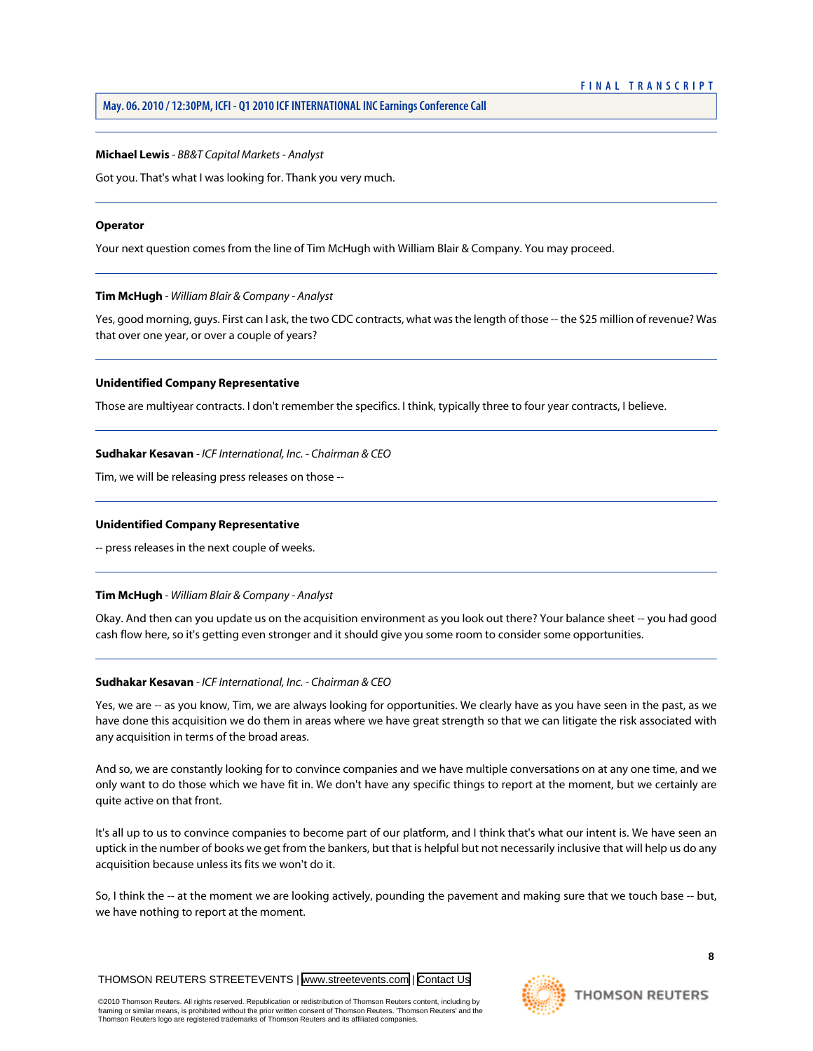**Michael Lewis** - *BB&T Capital Markets - Analyst*

Got you. That's what I was looking for. Thank you very much.

---

**Operator**

Your next question comes from the line of Tim McHugh with William Blair & Company. You may proceed.

---

**Tim McHugh** - *William Blair & Company - Analyst*

Yes, good morning, guys. First can I ask, the two CDC contracts, what was the length of those -- the $25 million of revenue? Was that over one year, or over a couple of years?

---

**Unidentified Company Representative**

Those are multiyear contracts. I don't remember the specifics. I think, typically three to four year contracts, I believe.

---

**Sudhakar Kesavan** - *ICF International, Inc. - Chairman & CEO*

Tim, we will be releasing press releases on those --

---

**Unidentified Company Representative**

-- press releases in the next couple of weeks.

---

**Tim McHugh** - *William Blair & Company - Analyst*

Okay. And then can you update us on the acquisition environment as you look out there? Your balance sheet -- you had good cash flow here, so it's getting even stronger and it should give you some room to consider some opportunities.

---

**Sudhakar Kesavan** - *ICF International, Inc. - Chairman & CEO*

Yes, we are -- as you know, Tim, we are always looking for opportunities. We clearly have as you have seen in the past, as we have done this acquisition we do them in areas where we have great strength so that we can litigate the risk associated with any acquisition in terms of the broad areas.

And so, we are constantly looking for to convince companies and we have multiple conversations on at any one time, and we only want to do those which we have fit in. We don't have any specific things to report at the moment, but we certainly are quite active on that front.

It's all up to us to convince companies to become part of our platform, and I think that's what our intent is. We have seen an uptick in the number of books we get from the bankers, but that is helpful but not necessarily inclusive that will help us do any acquisition because unless its fits we won't do it.

So, I think the -- at the moment we are looking actively, pounding the pavement and making sure that we touch base -- but, we have nothing to report at the moment.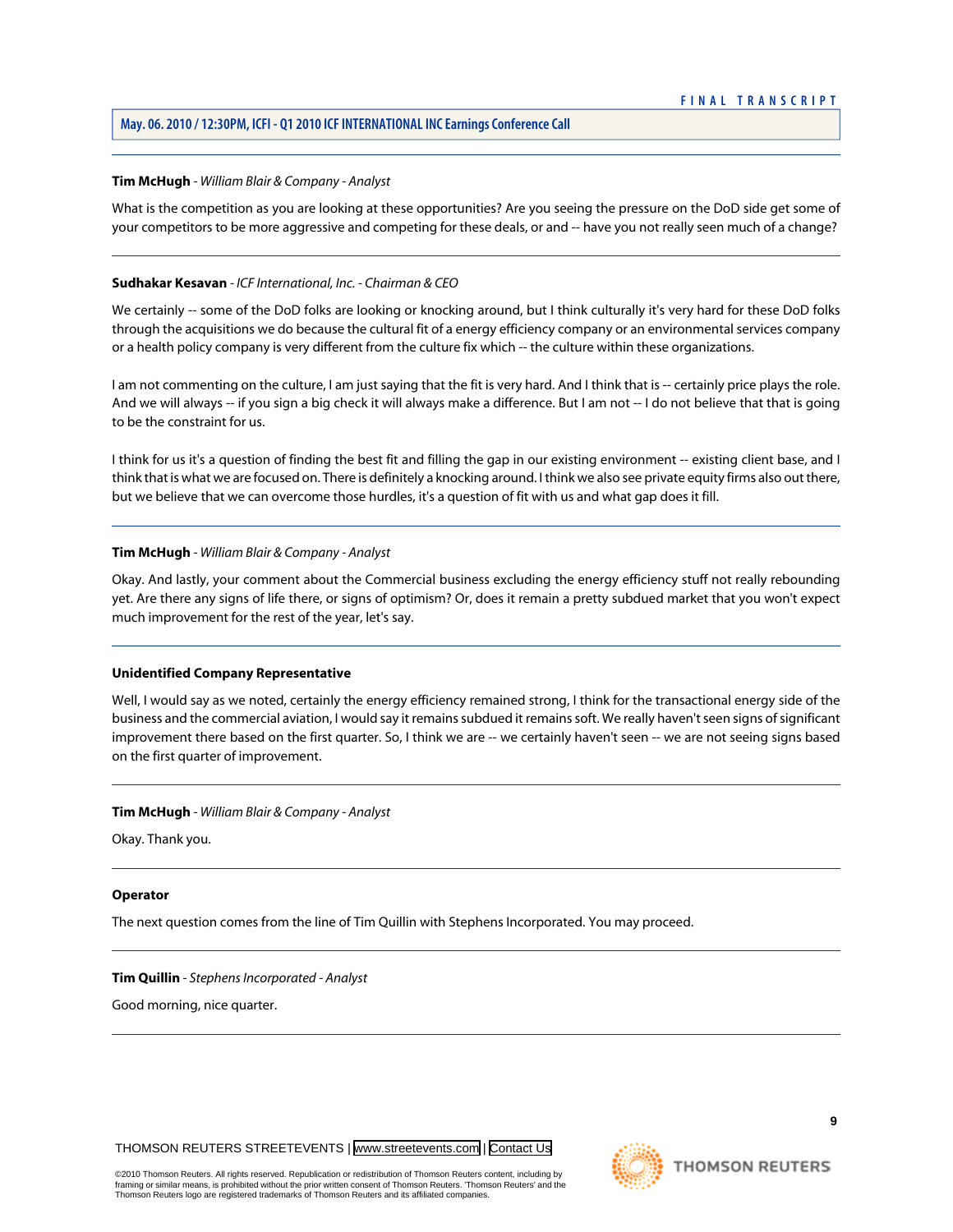**Tim McHugh** - *William Blair & Company - Analyst*

What is the competition as you are looking at these opportunities? Are you seeing the pressure on the DoD side get some of your competitors to be more aggressive and competing for these deals, or and -- have you not really seen much of a change?

---

**Sudhakar Kesavan** - *ICF International, Inc. - Chairman & CEO*

We certainly -- some of the DoD folks are looking or knocking around, but I think culturally it's very hard for these DoD folks through the acquisitions we do because the cultural fit of a energy efficiency company or an environmental services company or a health policy company is very different from the culture fix which -- the culture within these organizations.

I am not commenting on the culture, I am just saying that the fit is very hard. And I think that is -- certainly price plays the role. And we will always -- if you sign a big check it will always make a difference. But I am not -- I do not believe that that is going to be the constraint for us.

I think for us it's a question of finding the best fit and filling the gap in our existing environment -- existing client base, and I think that is what we are focused on. There is definitely a knocking around. I think we also see private equity firms also out there, but we believe that we can overcome those hurdles, it's a question of fit with us and what gap does it fill.

---

**Tim McHugh** - *William Blair & Company - Analyst*

Okay. And lastly, your comment about the Commercial business excluding the energy efficiency stuff not really rebounding yet. Are there any signs of life there, or signs of optimism? Or, does it remain a pretty subdued market that you won't expect much improvement for the rest of the year, let's say.

---

**Unidentified Company Representative**

Well, I would say as we noted, certainly the energy efficiency remained strong, I think for the transactional energy side of the business and the commercial aviation, I would say it remains subdued it remains soft. We really haven't seen signs of significant improvement there based on the first quarter. So, I think we are -- we certainly haven't seen -- we are not seeing signs based on the first quarter of improvement.

---

**Tim McHugh** - *William Blair & Company - Analyst*

Okay. Thank you.

---

**Operator**

The next question comes from the line of Tim Quillin with Stephens Incorporated. You may proceed.

---

**Tim Quillin** - *Stephens Incorporated - Analyst*

Good morning, nice quarter.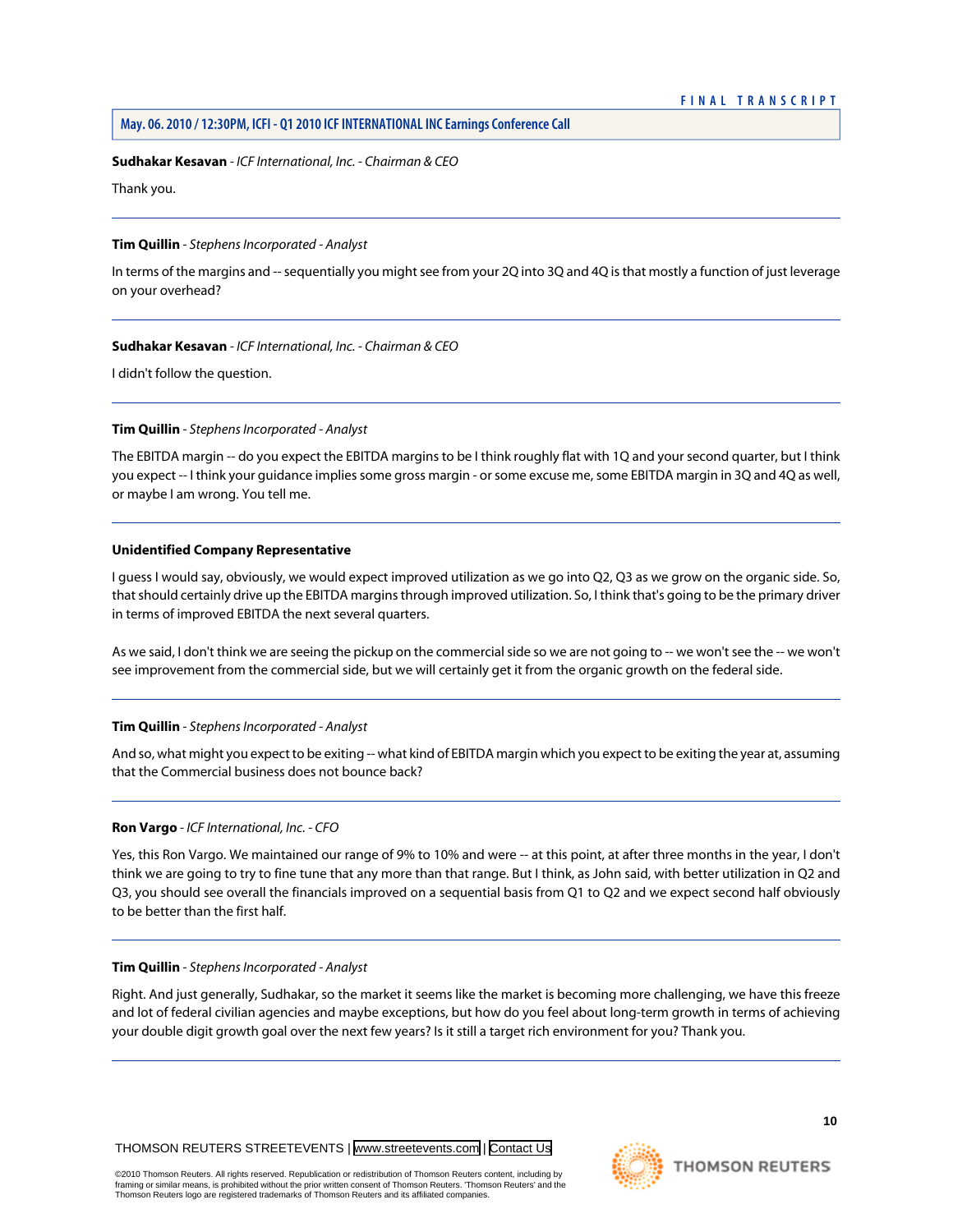**Sudhakar Kesavan** - *ICF International, Inc. - Chairman & CEO*

Thank you.

---

**Tim Quillin** - *Stephens Incorporated - Analyst*

In terms of the margins and -- sequentially you might see from your 2Q into 3Q and 4Q is that mostly a function of just leverage on your overhead?

---

**Sudhakar Kesavan** - *ICF International, Inc. - Chairman & CEO*

I didn't follow the question.

---

**Tim Quillin** - *Stephens Incorporated - Analyst*

The EBITDA margin -- do you expect the EBITDA margins to be I think roughly flat with 1Q and your second quarter, but I think you expect -- I think your guidance implies some gross margin - or some excuse me, some EBITDA margin in 3Q and 4Q as well, or maybe I am wrong. You tell me.

---

**Unidentified Company Representative**

I guess I would say, obviously, we would expect improved utilization as we go into Q2, Q3 as we grow on the organic side. So, that should certainly drive up the EBITDA margins through improved utilization. So, I think that's going to be the primary driver in terms of improved EBITDA the next several quarters.

As we said, I don't think we are seeing the pickup on the commercial side so we are not going to -- we won't see the -- we won't see improvement from the commercial side, but we will certainly get it from the organic growth on the federal side.

---

**Tim Quillin** - *Stephens Incorporated - Analyst*

And so, what might you expect to be exiting -- what kind of EBITDA margin which you expect to be exiting the year at, assuming that the Commercial business does not bounce back?

---

**Ron Vargo** - *ICF International, Inc. - CFO*

Yes, this Ron Vargo. We maintained our range of 9% to 10% and were -- at this point, at after three months in the year, I don't think we are going to try to fine tune that any more than that range. But I think, as John said, with better utilization in Q2 and Q3, you should see overall the financials improved on a sequential basis from Q1 to Q2 and we expect second half obviously to be better than the first half.

---

**Tim Quillin** - *Stephens Incorporated - Analyst*

Right. And just generally, Sudhakar, so the market it seems like the market is becoming more challenging, we have this freeze and lot of federal civilian agencies and maybe exceptions, but how do you feel about long-term growth in terms of achieving your double digit growth goal over the next few years? Is it still a target rich environment for you? Thank you.

---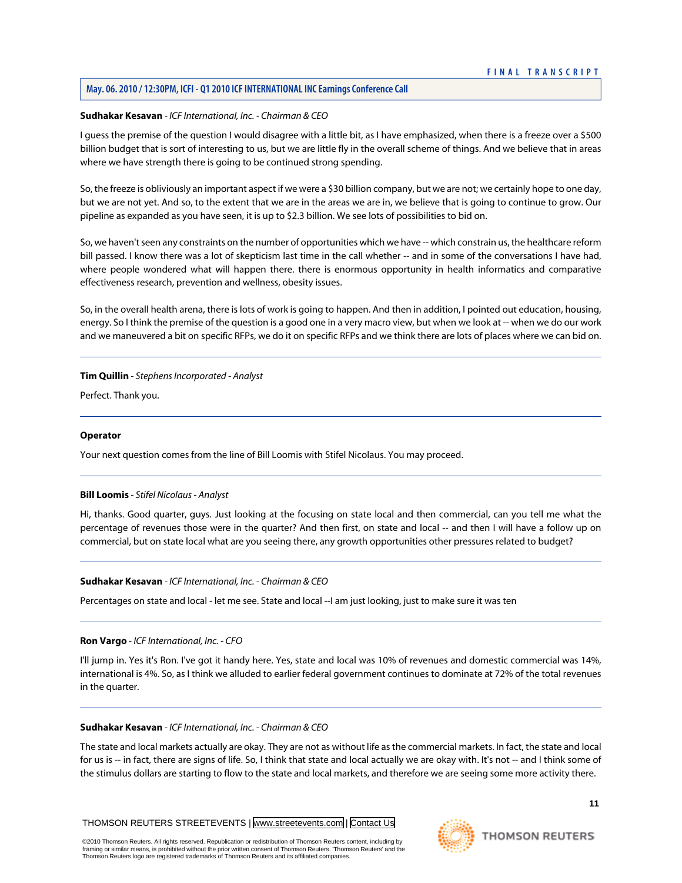**Sudhakar Kesavan** - *ICF International, Inc. - Chairman & CEO*

I guess the premise of the question I would disagree with a little bit, as I have emphasized, when there is a freeze over a $500 billion budget that is sort of interesting to us, but we are little fly in the overall scheme of things. And we believe that in areas where we have strength there is going to be continued strong spending.

So, the freeze is obliviously an important aspect if we were a $30 billion company, but we are not; we certainly hope to one day, but we are not yet. And so, to the extent that we are in the areas we are in, we believe that is going to continue to grow. Our pipeline as expanded as you have seen, it is up to $2.3 billion. We see lots of possibilities to bid on.

So, we haven't seen any constraints on the number of opportunities which we have -- which constrain us, the healthcare reform bill passed. I know there was a lot of skepticism last time in the call whether -- and in some of the conversations I have had, where people wondered what will happen there. there is enormous opportunity in health informatics and comparative effectiveness research, prevention and wellness, obesity issues.

So, in the overall health arena, there is lots of work is going to happen. And then in addition, I pointed out education, housing, energy. So I think the premise of the question is a good one in a very macro view, but when we look at -- when we do our work and we maneuvered a bit on specific RFPs, we do it on specific RFPs and we think there are lots of places where we can bid on.

---

**Tim Quillin** - *Stephens Incorporated - Analyst*

Perfect. Thank you.

---

**Operator**

Your next question comes from the line of Bill Loomis with Stifel Nicolaus. You may proceed.

---

**Bill Loomis** - *Stifel Nicolaus - Analyst*

Hi, thanks. Good quarter, guys. Just looking at the focusing on state local and then commercial, can you tell me what the percentage of revenues those were in the quarter? And then first, on state and local -- and then I will have a follow up on commercial, but on state local what are you seeing there, any growth opportunities other pressures related to budget?

---

**Sudhakar Kesavan** - *ICF International, Inc. - Chairman & CEO*

Percentages on state and local - let me see. State and local --I am just looking, just to make sure it was ten

---

**Ron Vargo** - *ICF International, Inc. - CFO*

I'll jump in. Yes it's Ron. I've got it handy here. Yes, state and local was 10% of revenues and domestic commercial was 14%, international is 4%. So, as I think we alluded to earlier federal government continues to dominate at 72% of the total revenues in the quarter.

---

**Sudhakar Kesavan** - *ICF International, Inc. - Chairman & CEO*

The state and local markets actually are okay. They are not as without life as the commercial markets. In fact, the state and local for us is -- in fact, there are signs of life. So, I think that state and local actually we are okay with. It's not -- and I think some of the stimulus dollars are starting to flow to the state and local markets, and therefore we are seeing some more activity there.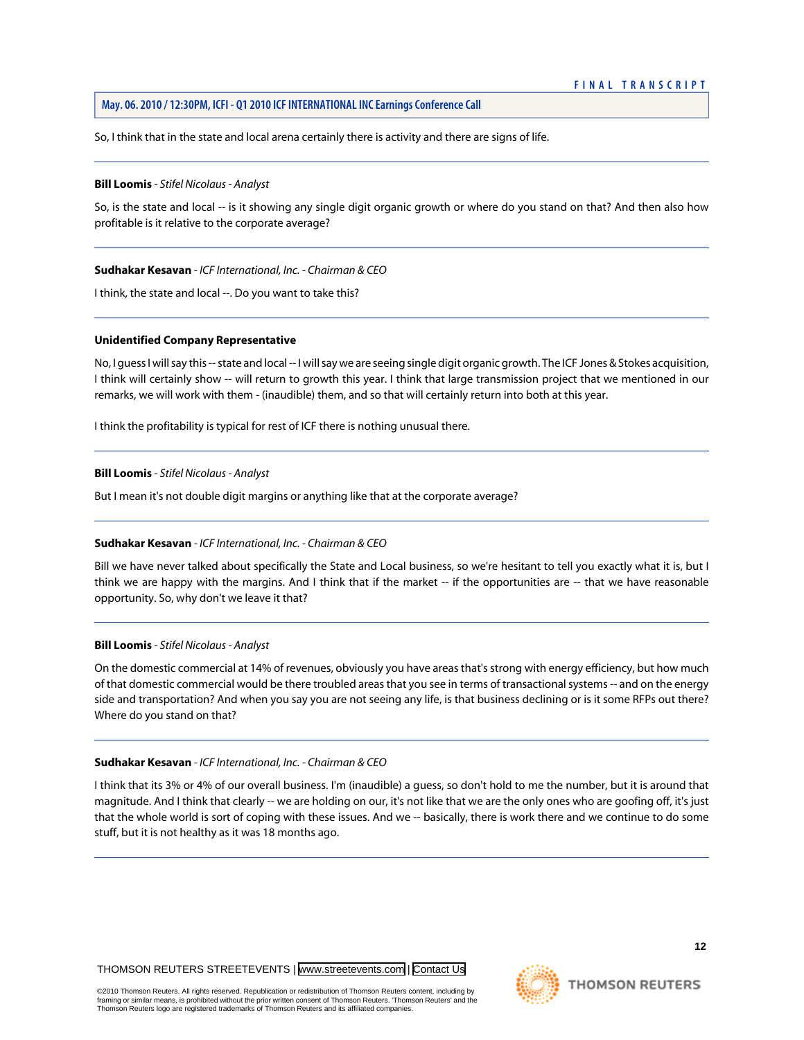So, I think that in the state and local arena certainly there is activity and there are signs of life.

---

**Bill Loomis** - *Stifel Nicolaus - Analyst*

So, is the state and local -- is it showing any single digit organic growth or where do you stand on that? And then also how profitable is it relative to the corporate average?

---

**Sudhakar Kesavan** - *ICF International, Inc. - Chairman & CEO*

I think, the state and local --. Do you want to take this?

---

**Unidentified Company Representative**

No, I guess I will say this -- state and local -- I will say we are seeing single digit organic growth. The ICF Jones & Stokes acquisition, I think will certainly show -- will return to growth this year. I think that large transmission project that we mentioned in our remarks, we will work with them - (inaudible) them, and so that will certainly return into both at this year.

I think the profitability is typical for rest of ICF there is nothing unusual there.

---

**Bill Loomis** - *Stifel Nicolaus - Analyst*

But I mean it's not double digit margins or anything like that at the corporate average?

---

**Sudhakar Kesavan** - *ICF International, Inc. - Chairman & CEO*

Bill we have never talked about specifically the State and Local business, so we're hesitant to tell you exactly what it is, but I think we are happy with the margins. And I think that if the market -- if the opportunities are -- that we have reasonable opportunity. So, why don't we leave it that?

---

**Bill Loomis** - *Stifel Nicolaus - Analyst*

On the domestic commercial at 14% of revenues, obviously you have areas that's strong with energy efficiency, but how much of that domestic commercial would be there troubled areas that you see in terms of transactional systems -- and on the energy side and transportation? And when you say you are not seeing any life, is that business declining or is it some RFPs out there? Where do you stand on that?

---

**Sudhakar Kesavan** - *ICF International, Inc. - Chairman & CEO*

I think that its 3% or 4% of our overall business. I'm (inaudible) a guess, so don't hold to me the number, but it is around that magnitude. And I think that clearly -- we are holding on our, it's not like that we are the only ones who are goofing off, it's just that the whole world is sort of coping with these issues. And we -- basically, there is work there and we continue to do some stuff, but it is not healthy as it was 18 months ago.

---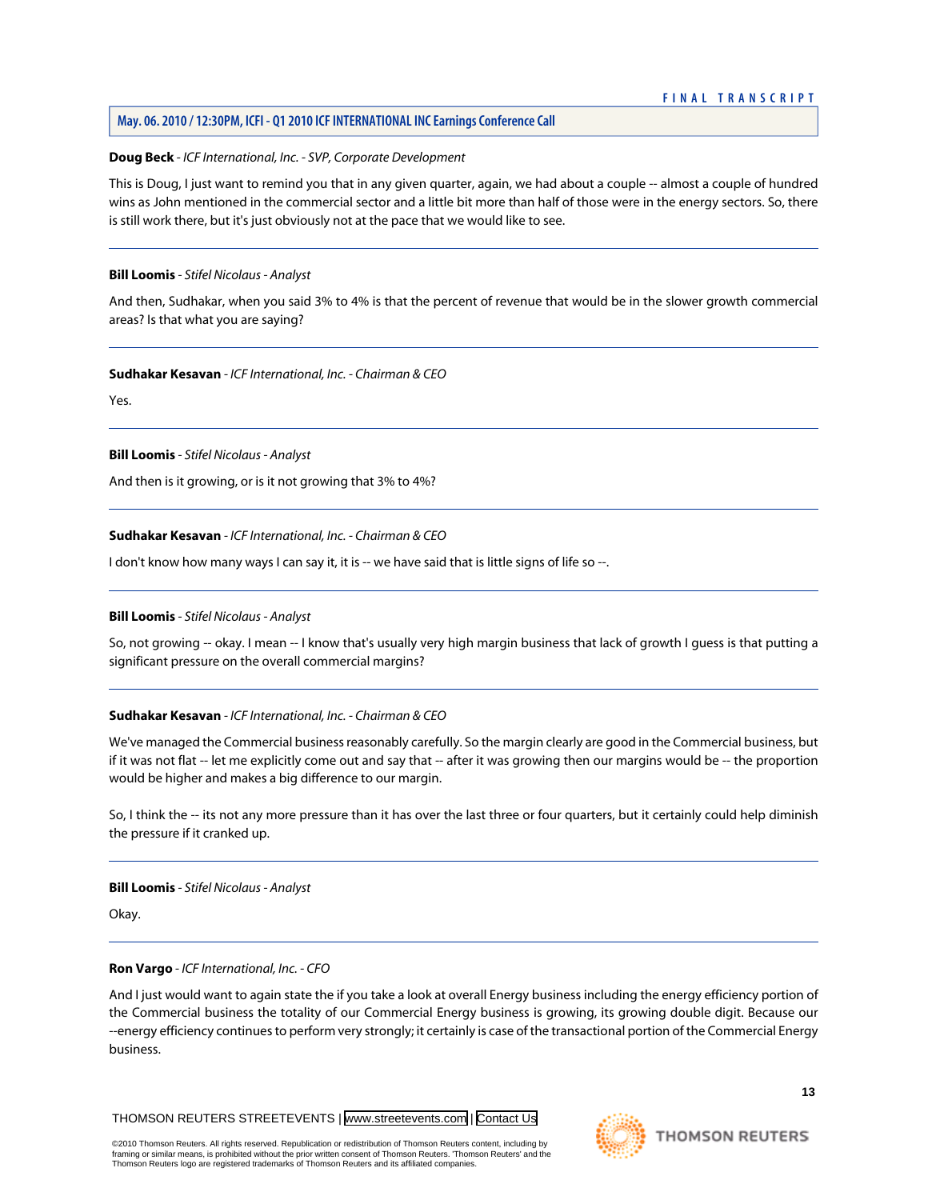**Doug Beck** - *ICF International, Inc. - SVP, Corporate Development*

This is Doug, I just want to remind you that in any given quarter, again, we had about a couple -- almost a couple of hundred wins as John mentioned in the commercial sector and a little bit more than half of those were in the energy sectors. So, there is still work there, but it's just obviously not at the pace that we would like to see.

---

**Bill Loomis** - *Stifel Nicolaus - Analyst*

And then, Sudhakar, when you said 3% to 4% is that the percent of revenue that would be in the slower growth commercial areas? Is that what you are saying?

---

**Sudhakar Kesavan** - *ICF International, Inc. - Chairman & CEO*

Yes.

---

**Bill Loomis** - *Stifel Nicolaus - Analyst*

And then is it growing, or is it not growing that 3% to 4%?

---

**Sudhakar Kesavan** - *ICF International, Inc. - Chairman & CEO*

I don't know how many ways I can say it, it is -- we have said that is little signs of life so --.

---

**Bill Loomis** - *Stifel Nicolaus - Analyst*

So, not growing -- okay. I mean -- I know that's usually very high margin business that lack of growth I guess is that putting a significant pressure on the overall commercial margins?

---

**Sudhakar Kesavan** - *ICF International, Inc. - Chairman & CEO*

We've managed the Commercial business reasonably carefully. So the margin clearly are good in the Commercial business, but if it was not flat -- let me explicitly come out and say that -- after it was growing then our margins would be -- the proportion would be higher and makes a big difference to our margin.

So, I think the -- its not any more pressure than it has over the last three or four quarters, but it certainly could help diminish the pressure if it cranked up.

---

**Bill Loomis** - *Stifel Nicolaus - Analyst*

Okay.

---

**Ron Vargo** - *ICF International, Inc. - CFO*

And I just would want to again state the if you take a look at overall Energy business including the energy efficiency portion of the Commercial business the totality of our Commercial Energy business is growing, its growing double digit. Because our --energy efficiency continues to perform very strongly; it certainly is case of the transactional portion of the Commercial Energy business.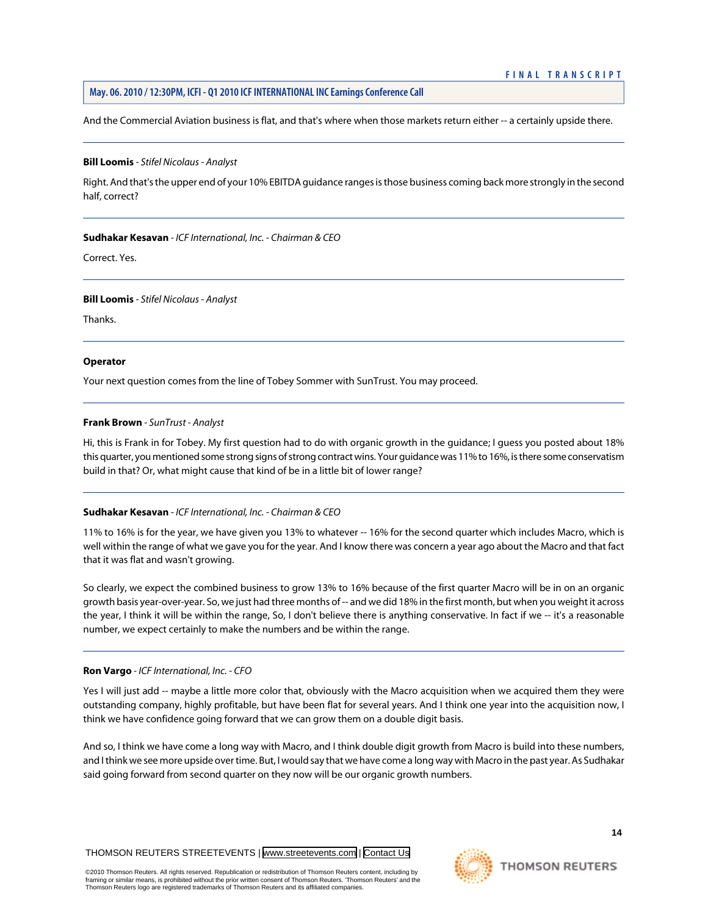And the Commercial Aviation business is flat, and that's where when those markets return either -- a certainly upside there.

---

**Bill Loomis** - *Stifel Nicolaus - Analyst*

Right. And that's the upper end of your 10% EBITDA guidance ranges is those business coming back more strongly in the second half, correct?

---

**Sudhakar Kesavan** - *ICF International, Inc. - Chairman & CEO*

Correct. Yes.

---

**Bill Loomis** - *Stifel Nicolaus - Analyst*

Thanks.

---

**Operator**

Your next question comes from the line of Tobey Sommer with SunTrust. You may proceed.

---

**Frank Brown** - *SunTrust - Analyst*

Hi, this is Frank in for Tobey. My first question had to do with organic growth in the guidance; I guess you posted about 18% this quarter, you mentioned some strong signs of strong contract wins. Your guidance was 11% to 16%, is there some conservatism build in that? Or, what might cause that kind of be in a little bit of lower range?

---

**Sudhakar Kesavan** - *ICF International, Inc. - Chairman & CEO*

11% to 16% is for the year, we have given you 13% to whatever -- 16% for the second quarter which includes Macro, which is well within the range of what we gave you for the year. And I know there was concern a year ago about the Macro and that fact that it was flat and wasn't growing.

So clearly, we expect the combined business to grow 13% to 16% because of the first quarter Macro will be in on an organic growth basis year-over-year. So, we just had three months of -- and we did 18% in the first month, but when you weight it across the year, I think it will be within the range, So, I don't believe there is anything conservative. In fact if we -- it's a reasonable number, we expect certainly to make the numbers and be within the range.

---

**Ron Vargo** - *ICF International, Inc. - CFO*

Yes I will just add -- maybe a little more color that, obviously with the Macro acquisition when we acquired them they were outstanding company, highly profitable, but have been flat for several years. And I think one year into the acquisition now, I think we have confidence going forward that we can grow them on a double digit basis.

And so, I think we have come a long way with Macro, and I think double digit growth from Macro is build into these numbers, and I think we see more upside over time. But, I would say that we have come a long way with Macro in the past year. As Sudhakar said going forward from second quarter on they now will be our organic growth numbers.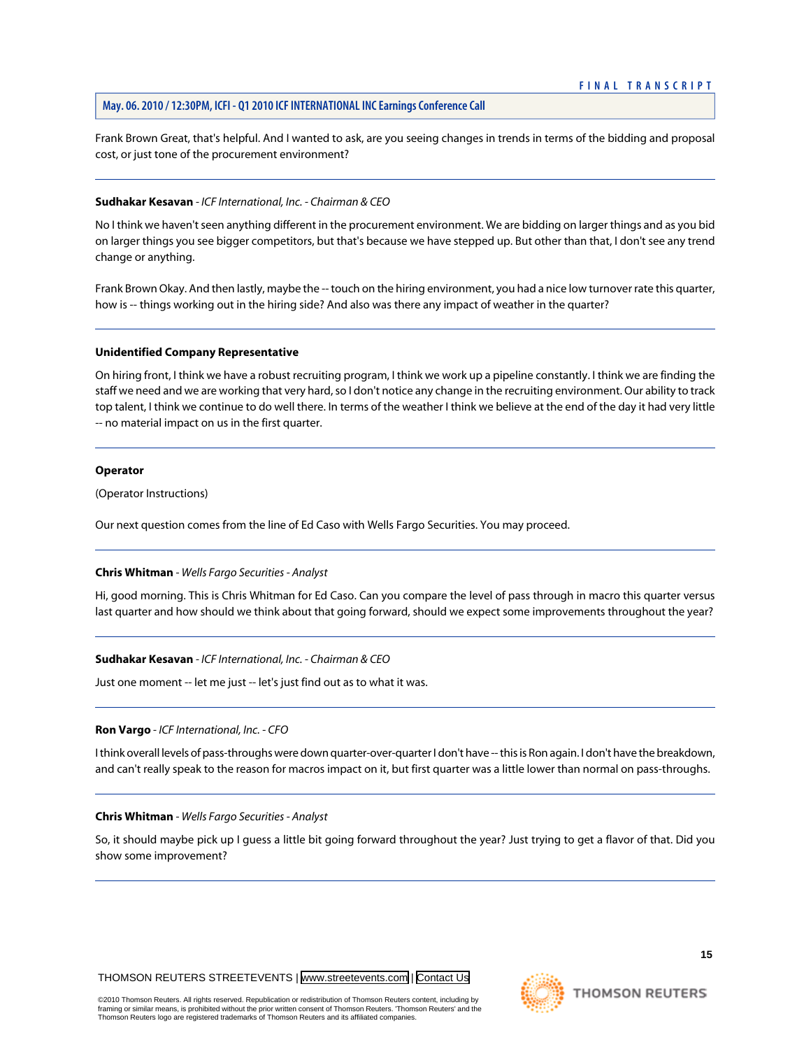Frank Brown Great, that's helpful. And I wanted to ask, are you seeing changes in trends in terms of the bidding and proposal cost, or just tone of the procurement environment?

---

**Sudhakar Kesavan** - *ICF International, Inc. - Chairman & CEO*

No I think we haven't seen anything different in the procurement environment. We are bidding on larger things and as you bid on larger things you see bigger competitors, but that's because we have stepped up. But other than that, I don't see any trend change or anything.

Frank Brown Okay. And then lastly, maybe the -- touch on the hiring environment, you had a nice low turnover rate this quarter, how is -- things working out in the hiring side? And also was there any impact of weather in the quarter?

---

**Unidentified Company Representative**

On hiring front, I think we have a robust recruiting program, I think we work up a pipeline constantly. I think we are finding the staff we need and we are working that very hard, so I don't notice any change in the recruiting environment. Our ability to track top talent, I think we continue to do well there. In terms of the weather I think we believe at the end of the day it had very little -- no material impact on us in the first quarter.

---

**Operator**

(Operator Instructions)

Our next question comes from the line of Ed Caso with Wells Fargo Securities. You may proceed.

---

**Chris Whitman** - *Wells Fargo Securities - Analyst*

Hi, good morning. This is Chris Whitman for Ed Caso. Can you compare the level of pass through in macro this quarter versus last quarter and how should we think about that going forward, should we expect some improvements throughout the year?

---

**Sudhakar Kesavan** - *ICF International, Inc. - Chairman & CEO*

Just one moment -- let me just -- let's just find out as to what it was.

---

**Ron Vargo** - *ICF International, Inc. - CFO*

I think overall levels of pass-throughs were down quarter-over-quarter I don't have -- this is Ron again. I don't have the breakdown, and can't really speak to the reason for macros impact on it, but first quarter was a little lower than normal on pass-throughs.

---

**Chris Whitman** - *Wells Fargo Securities - Analyst*

So, it should maybe pick up I guess a little bit going forward throughout the year? Just trying to get a flavor of that. Did you show some improvement?

---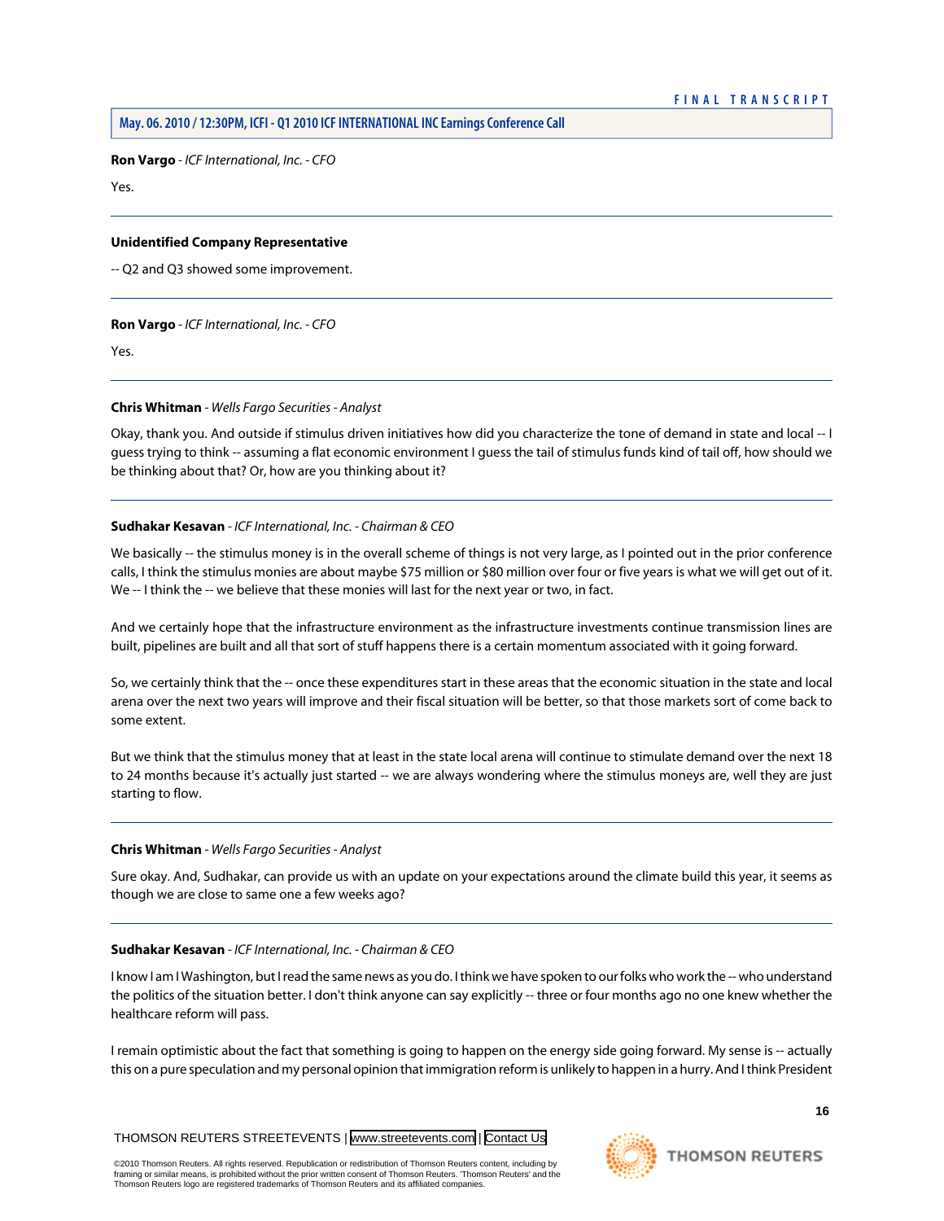**Ron Vargo** - *ICF International, Inc. - CFO*

Yes.

---

**Unidentified Company Representative**

-- Q2 and Q3 showed some improvement.

---

**Ron Vargo** - *ICF International, Inc. - CFO*

Yes.

---

**Chris Whitman** - *Wells Fargo Securities - Analyst*

Okay, thank you. And outside if stimulus driven initiatives how did you characterize the tone of demand in state and local -- I guess trying to think -- assuming a flat economic environment I guess the tail of stimulus funds kind of tail off, how should we be thinking about that? Or, how are you thinking about it?

---

**Sudhakar Kesavan** - *ICF International, Inc. - Chairman & CEO*

We basically -- the stimulus money is in the overall scheme of things is not very large, as I pointed out in the prior conference calls, I think the stimulus monies are about maybe $75 million or $80 million over four or five years is what we will get out of it. We -- I think the -- we believe that these monies will last for the next year or two, in fact.

And we certainly hope that the infrastructure environment as the infrastructure investments continue transmission lines are built, pipelines are built and all that sort of stuff happens there is a certain momentum associated with it going forward.

So, we certainly think that the -- once these expenditures start in these areas that the economic situation in the state and local arena over the next two years will improve and their fiscal situation will be better, so that those markets sort of come back to some extent.

But we think that the stimulus money that at least in the state local arena will continue to stimulate demand over the next 18 to 24 months because it's actually just started -- we are always wondering where the stimulus moneys are, well they are just starting to flow.

---

**Chris Whitman** - *Wells Fargo Securities - Analyst*

Sure okay. And, Sudhakar, can provide us with an update on your expectations around the climate build this year, it seems as though we are close to same one a few weeks ago?

---

**Sudhakar Kesavan** - *ICF International, Inc. - Chairman & CEO*

I know I am I Washington, but I read the same news as you do. I think we have spoken to our folks who work the -- who understand the politics of the situation better. I don't think anyone can say explicitly -- three or four months ago no one knew whether the healthcare reform will pass.

I remain optimistic about the fact that something is going to happen on the energy side going forward. My sense is -- actually this on a pure speculation and my personal opinion that immigration reform is unlikely to happen in a hurry. And I think President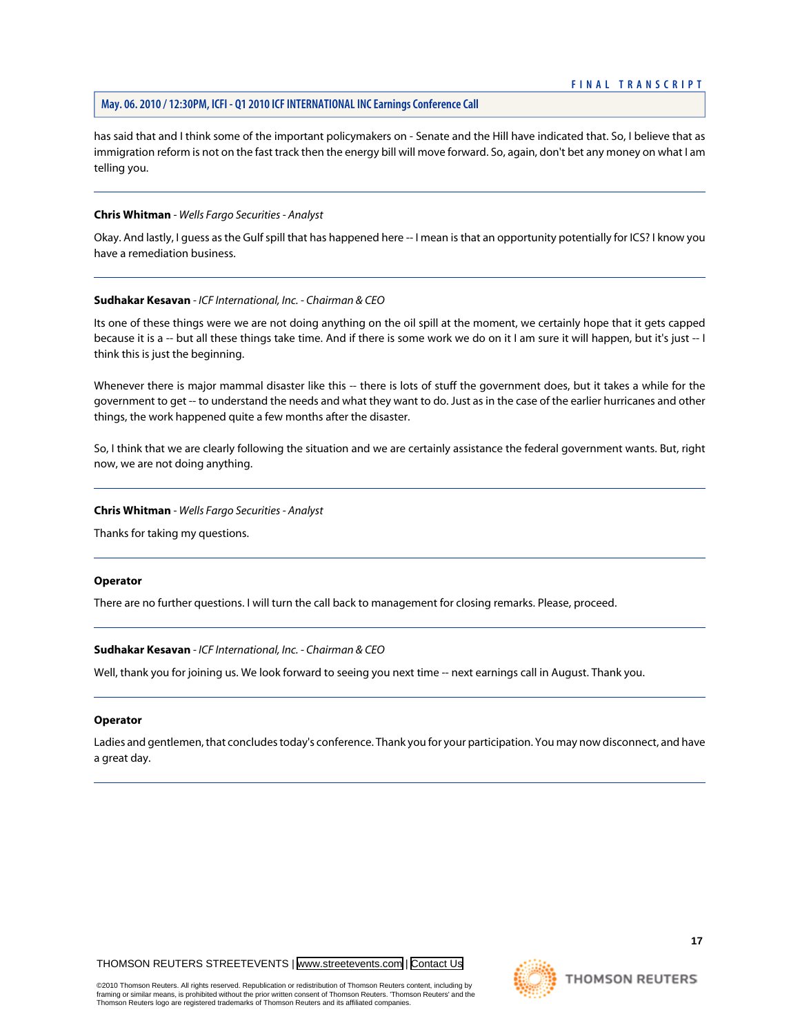has said that and I think some of the important policymakers on - Senate and the Hill have indicated that. So, I believe that as immigration reform is not on the fast track then the energy bill will move forward. So, again, don't bet any money on what I am telling you.

---

**Chris Whitman** - *Wells Fargo Securities - Analyst*

Okay. And lastly, I guess as the Gulf spill that has happened here -- I mean is that an opportunity potentially for ICS? I know you have a remediation business.

---

**Sudhakar Kesavan** - *ICF International, Inc. - Chairman & CEO*

Its one of these things were we are not doing anything on the oil spill at the moment, we certainly hope that it gets capped because it is a -- but all these things take time. And if there is some work we do on it I am sure it will happen, but it's just -- I think this is just the beginning.

Whenever there is major mammal disaster like this -- there is lots of stuff the government does, but it takes a while for the government to get -- to understand the needs and what they want to do. Just as in the case of the earlier hurricanes and other things, the work happened quite a few months after the disaster.

So, I think that we are clearly following the situation and we are certainly assistance the federal government wants. But, right now, we are not doing anything.

---

**Chris Whitman** - *Wells Fargo Securities - Analyst*

Thanks for taking my questions.

---

**Operator**

There are no further questions. I will turn the call back to management for closing remarks. Please, proceed.

---

**Sudhakar Kesavan** - *ICF International, Inc. - Chairman & CEO*

Well, thank you for joining us. We look forward to seeing you next time -- next earnings call in August. Thank you.

---

**Operator**

Ladies and gentlemen, that concludes today's conference. Thank you for your participation. You may now disconnect, and have a great day.

---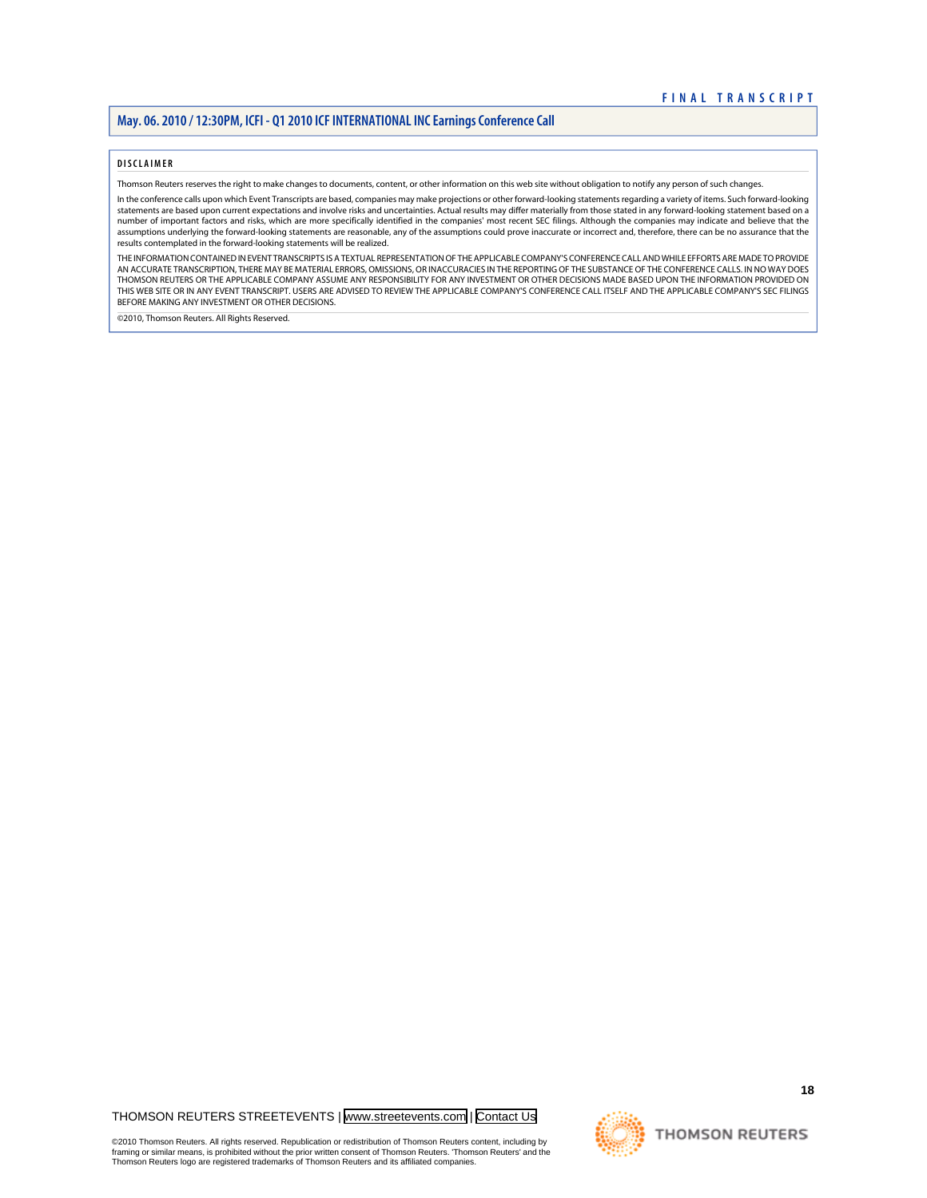## DISCLAIMER

Thomson Reuters reserves the right to make changes to documents, content, or other information on this web site without obligation to notify any person of such changes.

In the conference calls upon which Event Transcripts are based, companies may make projections or other forward-looking statements regarding a variety of items. Such forward-looking statements are based upon current expectations and involve risks and uncertainties. Actual results may differ materially from those stated in any forward-looking statement based on a number of important factors and risks, which are more specifically identified in the companies' most recent SEC filings. Although the companies may indicate and believe that the assumptions underlying the forward-looking statements are reasonable, any of the assumptions could prove inaccurate or incorrect and, therefore, there can be no assurance that the results contemplated in the forward-looking statements will be realized.

THE INFORMATION CONTAINED IN EVENT TRANSCRIPTS IS A TEXTUAL REPRESENTATION OF THE APPLICABLE COMPANY'S CONFERENCE CALL AND WHILE EFFORTS ARE MADE TO PROVIDE AN ACCURATE TRANSCRIPTION, THERE MAY BE MATERIAL ERRORS, OMISSIONS, OR INACCURACIES IN THE REPORTING OF THE SUBSTANCE OF THE CONFERENCE CALLS. IN NO WAY DOES THOMSON REUTERS OR THE APPLICABLE COMPANY ASSUME ANY RESPONSIBILITY FOR ANY INVESTMENT OR OTHER DECISIONS MADE BASED UPON THE INFORMATION PROVIDED ON THIS WEB SITE OR IN ANY EVENT TRANSCRIPT. USERS ARE ADVISED TO REVIEW THE APPLICABLE COMPANY'S CONFERENCE CALL ITSELF AND THE APPLICABLE COMPANY'S SEC FILINGS BEFORE MAKING ANY INVESTMENT OR OTHER DECISIONS.

©2010, Thomson Reuters. All Rights Reserved.